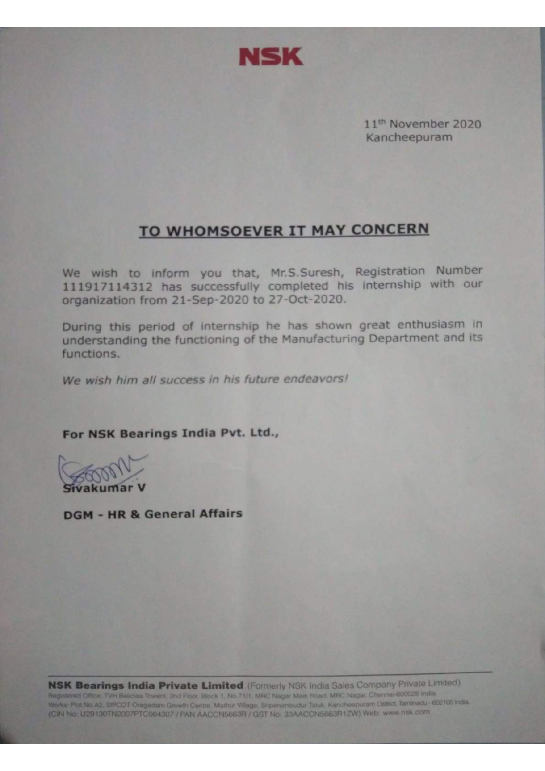**NSK**

11th November 2020
Kancheepuram

## TO WHOMSOEVER IT MAY CONCERN

We wish to inform you that, Mr.S.Suresh, Registration Number 111917114312 has successfully completed his internship with our organization from 21-Sep-2020 to 27-Oct-2020.

During this period of internship he has shown great enthusiasm in understanding the functioning of the Manufacturing Department and its functions.

*We wish him all success in his future endeavors!*

**For NSK Bearings India Pvt. Ltd.,**

**Sivakumar V**

**DGM - HR & General Affairs**

---

**NSK Bearings India Private Limited** (Formerly NSK India Sales Company Private Limited)
Registered Office: TVH Beliciaa Towers, 2nd Floor, Block 1, No.71/1, MRC Nagar Main Road, MRC Nagar, Chennai-600028 India
Works: Plot No.A2, SIPCOT Oragadam Growth Centre, Mathur Village, Sriperumbudur Taluk, Kancheepuram District, Tamilnadu - 602105 India.
(CIN No: U29130TN2007PTC064307 / PAN AACCN5663R / GST No. 33AACCN5663R1ZW) Web: www.nsk.com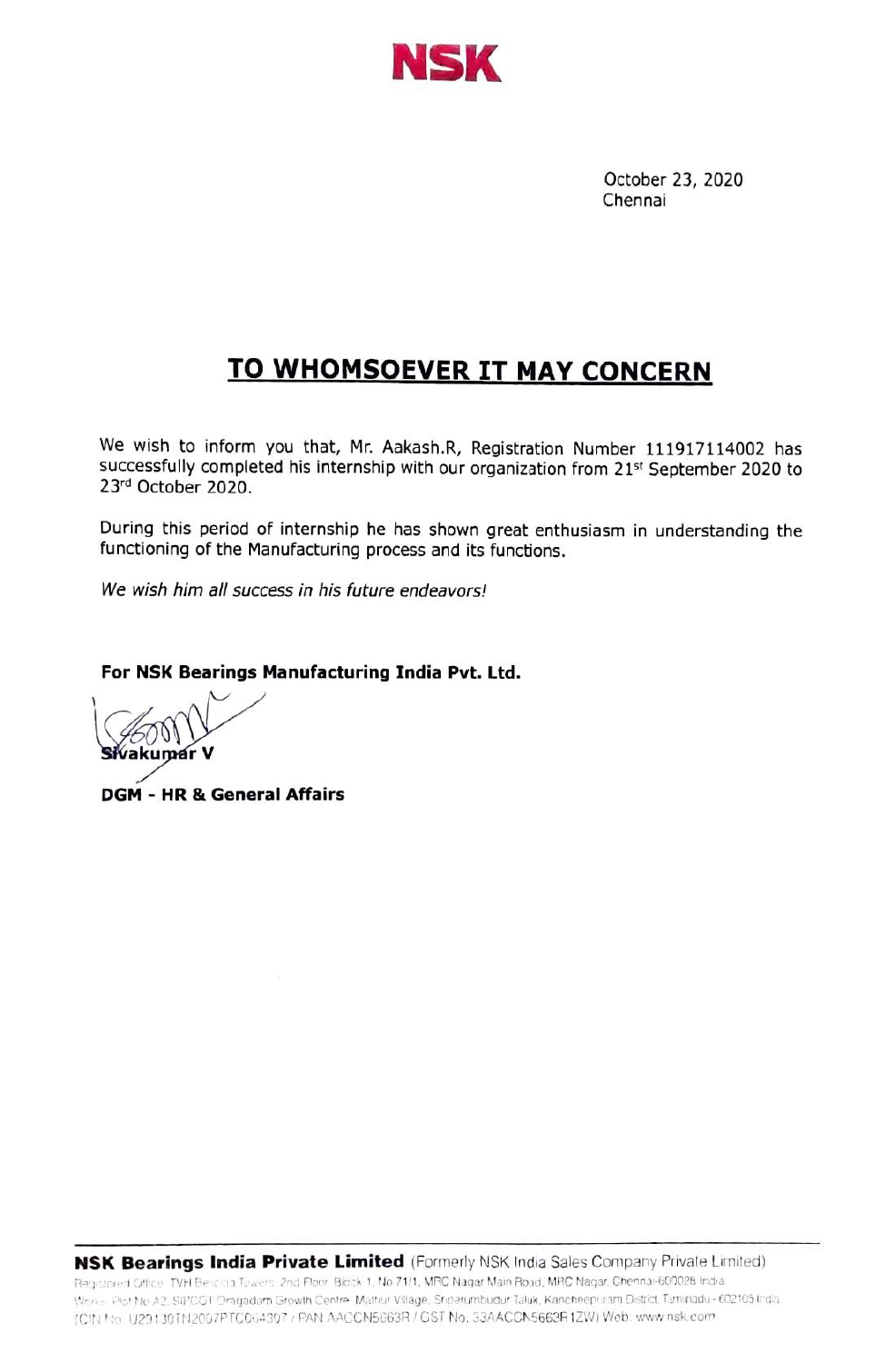NSK

October 23, 2020
Chennai

## TO WHOMSOEVER IT MAY CONCERN

We wish to inform you that, Mr. Aakash.R, Registration Number 111917114002 has successfully completed his internship with our organization from 21st September 2020 to 23rd October 2020.

During this period of internship he has shown great enthusiasm in understanding the functioning of the Manufacturing process and its functions.

*We wish him all success in his future endeavors!*

**For NSK Bearings Manufacturing India Pvt. Ltd.**

**Sivakumar V**

**DGM - HR & General Affairs**

**NSK Bearings India Private Limited** (Formerly NSK India Sales Company Private Limited)
Registered Office: TVH Beliciaa Towers, 2nd Floor, Block 1, No.71/1, MRC Nagar Main Road, MRC Nagar, Chennai-600028 India.
Works: Plot No.A2, SIPCOT Oragadam Growth Centre, Mathur Village, Sriperumbudur Taluk, Kancheepuram District, Tamilnadu - 602105 India.
(CIN No. U29130TN2007PTC064307 / PAN AACCN5663R / GST No. 33AACCN5663R1ZW) Web: www.nsk.com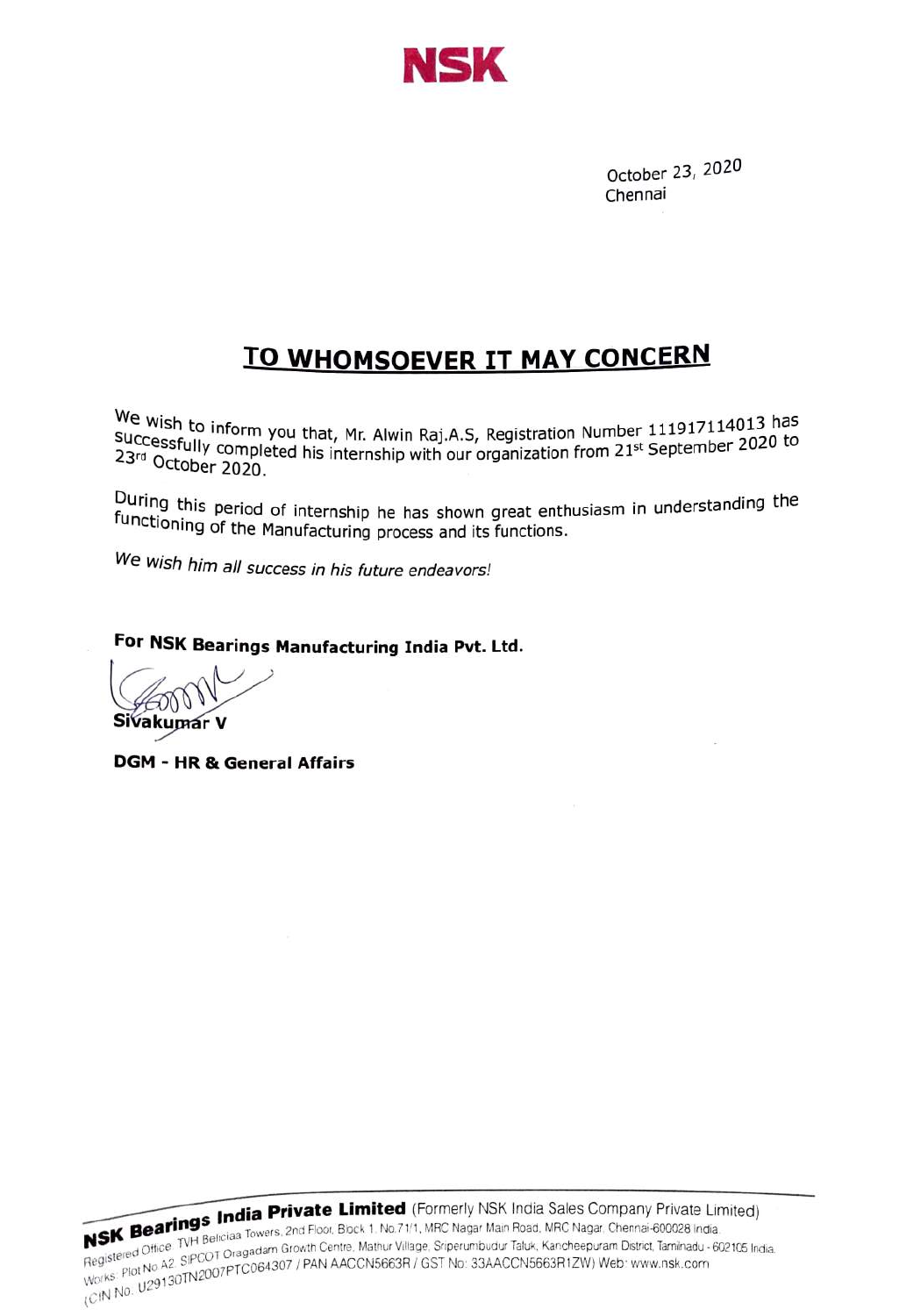**NSK**

October 23, 2020
Chennai

## TO WHOMSOEVER IT MAY CONCERN

We wish to inform you that, Mr. Alwin Raj.A.S, Registration Number 111917114013 has successfully completed his internship with our organization from 21st September 2020 to 23rd October 2020.

During this period of internship he has shown great enthusiasm in understanding the functioning of the Manufacturing process and its functions.

*We wish him all success in his future endeavors!*

**For NSK Bearings Manufacturing India Pvt. Ltd.**

**Sivakumar V**

**DGM - HR & General Affairs**

**NSK Bearings India Private Limited** (Formerly NSK India Sales Company Private Limited)
Registered Office: TVH Beliciaa Towers, 2nd Floor, Block 1, No.71/1, MRC Nagar Main Road, MRC Nagar, Chennai-600028 India.
Works: Plot No.A2, SIPCOT Oragadam Growth Centre, Mathur Village, Sriperumbudur Taluk, Kancheepuram District, Tamilnadu - 602105 India.
(CIN No. U29130TN2007PTC064307 / PAN AACCN5663R / GST No: 33AACCN5663R1ZW) Web: www.nsk.com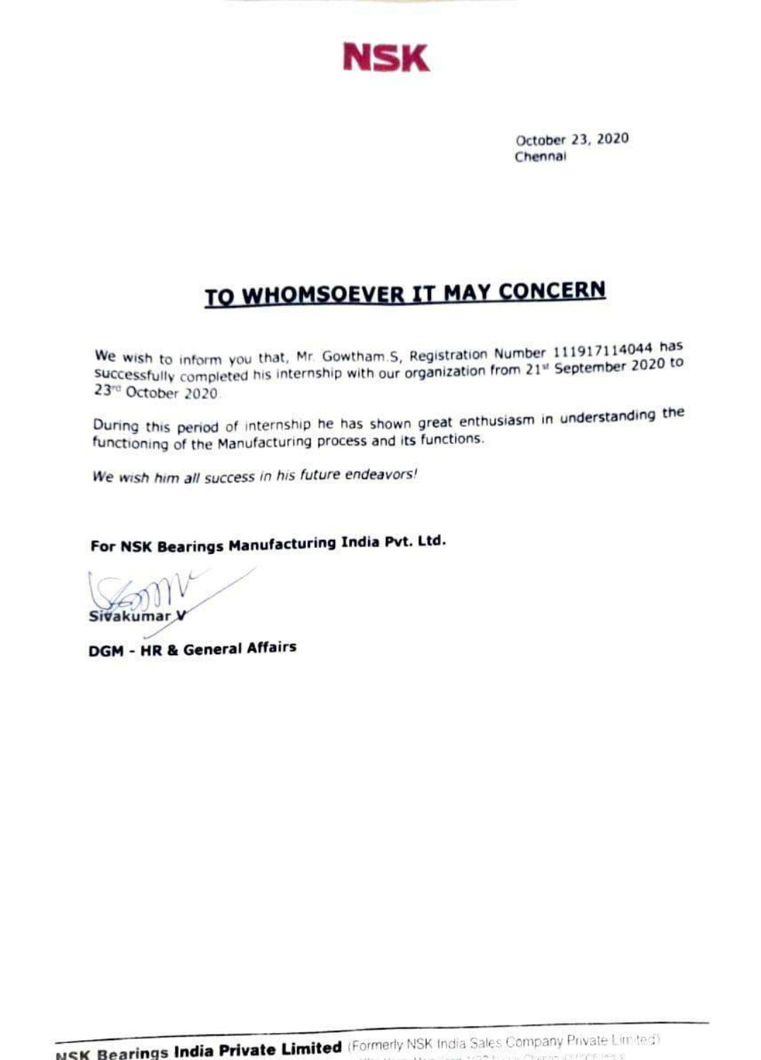**NSK**

October 23, 2020
Chennai

## TO WHOMSOEVER IT MAY CONCERN

We wish to inform you that, Mr. Gowtham.S, Registration Number 111917114044 has successfully completed his internship with our organization from 21st September 2020 to 23rd October 2020.

During this period of internship he has shown great enthusiasm in understanding the functioning of the Manufacturing process and its functions.

*We wish him all success in his future endeavors!*

**For NSK Bearings Manufacturing India Pvt. Ltd.**

Sivakumar V

**DGM - HR & General Affairs**

**NSK Bearings India Private Limited** (Formerly NSK India Sales Company Private Limited)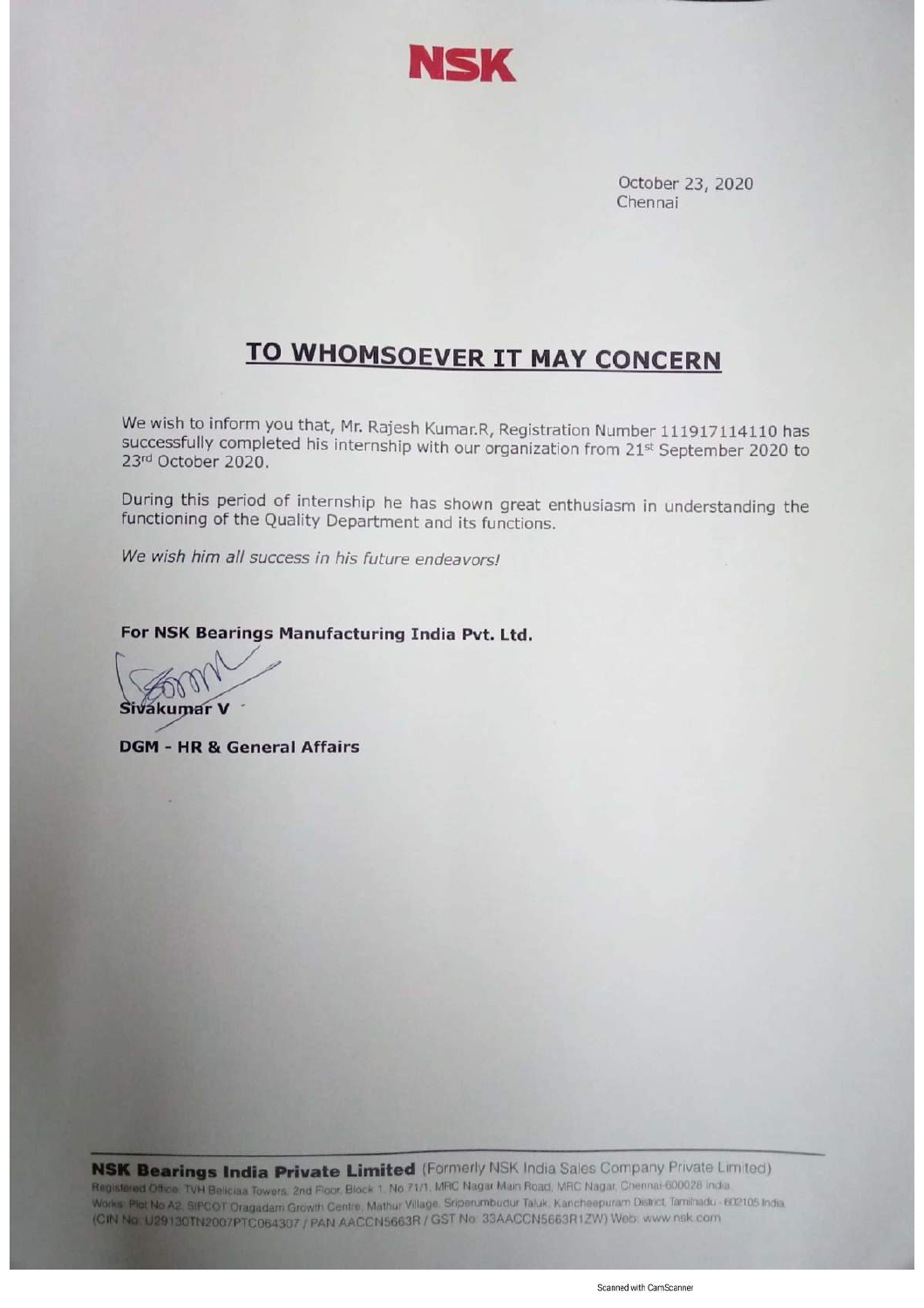NSK

October 23, 2020
Chennai

# TO WHOMSOEVER IT MAY CONCERN

We wish to inform you that, Mr. Rajesh Kumar.R, Registration Number 111917114110 has successfully completed his internship with our organization from 21st September 2020 to 23rd October 2020.

During this period of internship he has shown great enthusiasm in understanding the functioning of the Quality Department and its functions.

*We wish him all success in his future endeavors!*

**For NSK Bearings Manufacturing India Pvt. Ltd.**

**Sivakumar V**

**DGM - HR & General Affairs**

**NSK Bearings India Private Limited** (Formerly NSK India Sales Company Private Limited)
Registered Office: TVH Beliciaa Towers, 2nd Floor, Block 1, No 71/1, MRC Nagar Main Road, MRC Nagar, Chennai-600028 India
Works: Plot No A2, SIPCOT Oragadam Growth Centre, Mathur Village, Sriperumbudur Taluk, Kancheepuram District, Tamilnadu - 602105 India
(CIN No: U29130TN2007PTC064307 / PAN AACCN5663R / GST No: 33AACCN5663R1ZW) Web: www.nsk.com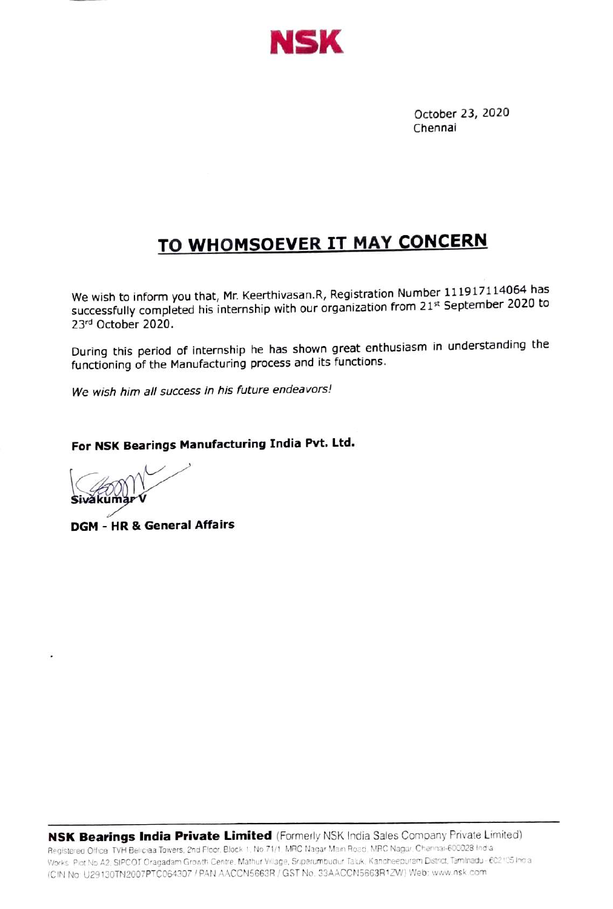# NSK

October 23, 2020
Chennai

## TO WHOMSOEVER IT MAY CONCERN

We wish to inform you that, Mr. Keerthivasan.R, Registration Number 111917114064 has successfully completed his internship with our organization from 21st September 2020 to 23rd October 2020.

During this period of internship he has shown great enthusiasm in understanding the functioning of the Manufacturing process and its functions.

*We wish him all success in his future endeavors!*

**For NSK Bearings Manufacturing India Pvt. Ltd.**

**Sivakumar V**

**DGM - HR & General Affairs**

---

**NSK Bearings India Private Limited** (Formerly NSK India Sales Company Private Limited)
Registered Office: TVH Beliciaa Towers, 2nd Floor, Block 1, No 71/1, MRC Nagar Main Road, MRC Nagar, Chennai-600028 India
Works: Plot No A2, SIPCOT Oragadam Growth Centre, Mathur Village, Sriperumbudur Taluk, Kancheepuram District, Tamilnadu - 602105 India
(CIN No. U29130TN2007PTC064307 / PAN AACCN5663R / GST No. 33AACCN5663R1ZW) Web: www.nsk.com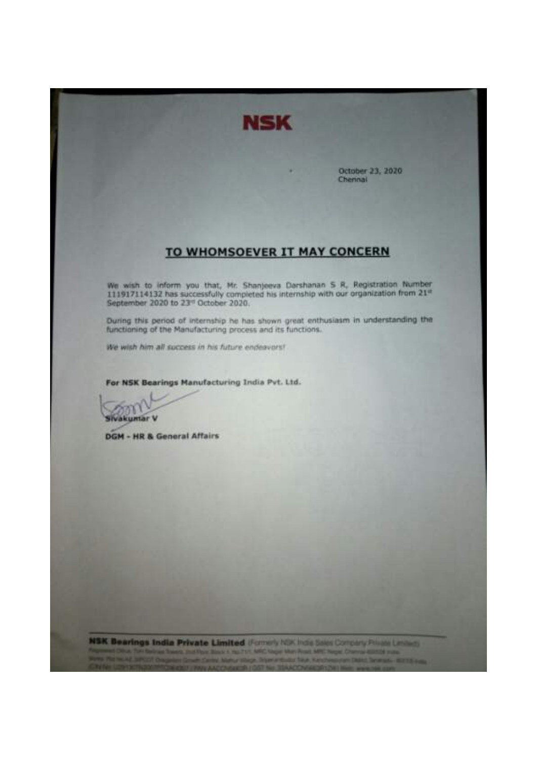# NSK

October 23, 2020
Chennai

## TO WHOMSOEVER IT MAY CONCERN

We wish to inform you that, Mr. Shanjeeva Darshanan S R, Registration Number 111917114132 has successfully completed his internship with our organization from 21st September 2020 to 23rd October 2020.

During this period of internship he has shown great enthusiasm in understanding the functioning of the Manufacturing process and its functions.

*We wish him all success in his future endeavors!*

**For NSK Bearings Manufacturing India Pvt. Ltd.**

**Sivakumar V**

**DGM - HR & General Affairs**

**NSK Bearings India Private Limited** (Formerly NSK India Sales Company Private Limited)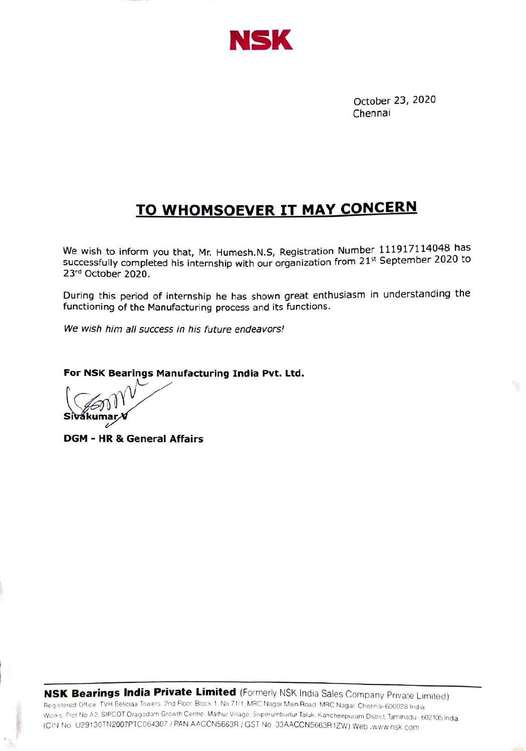**NSK**

October 23, 2020
Chennai

## TO WHOMSOEVER IT MAY CONCERN

We wish to inform you that, Mr. Humesh.N.S, Registration Number 111917114048 has successfully completed his internship with our organization from 21st September 2020 to 23rd October 2020.

During this period of internship he has shown great enthusiasm in understanding the functioning of the Manufacturing process and its functions.

*We wish him all success in his future endeavors!*

**For NSK Bearings Manufacturing India Pvt. Ltd.**

**Sivakumar V**

**DGM - HR & General Affairs**

---

**NSK Bearings India Private Limited** (Formerly NSK India Sales Company Private Limited)
Registered Office: TVH Beliciaa Towers, 2nd Floor, Block 1, No 71/1, MRC Nagar Main Road, MRC Nagar, Chennai-600028 India
Works: Plot No A2, SIPCOT Oragadam Growth Centre, Mathur Village, Sriperumbudur Taluk, Kancheepuram District, Tamilnadu - 602105 India
(CIN No U29130TN2007PTC064307 / PAN AACCN5663R / GST No 33AACCN5663R1ZW) Web .www.nsk.com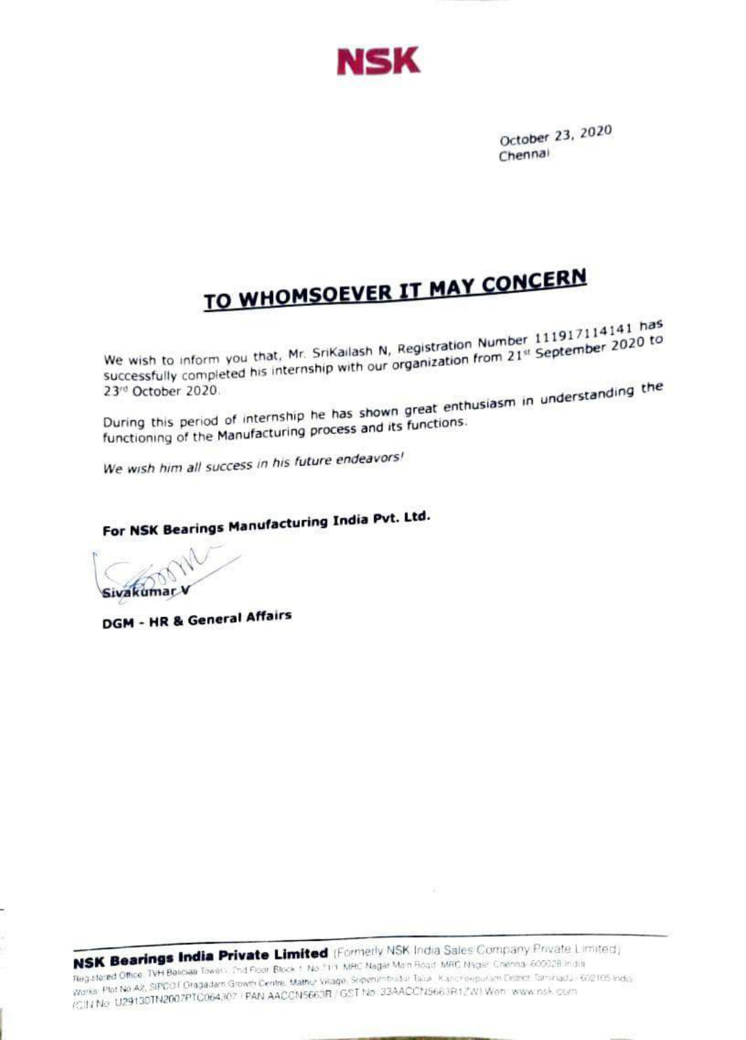# NSK

October 23, 2020
Chennai

## TO WHOMSOEVER IT MAY CONCERN

We wish to inform you that, Mr. SriKailash N, Registration Number 111917114141 has successfully completed his internship with our organization from 21st September 2020 to 23rd October 2020.

During this period of internship he has shown great enthusiasm in understanding the functioning of the Manufacturing process and its functions.

*We wish him all success in his future endeavors!*

**For NSK Bearings Manufacturing India Pvt. Ltd.**

**Sivakumar V**

**DGM - HR & General Affairs**

**NSK Bearings India Private Limited** (Formerly NSK India Sales Company Private Limited)
Registered Office: TVH Belicia Towers, 2nd Floor, Block 1, No 71/1, MRC Nagar Main Road, MRC Nagar, Chennai-600028 India
Works: Plot No A2, SIPCOT Oragadam Growth Centre, Mathur Village, Sriperumbudur Taluk, Kancheepuram District, Tamilnadu - 602105 India
(CIN No. U29130TN2007PTC064307 / PAN AACCN5663R / GST No. 33AACCN5663R1ZW) Web: www.nsk.com